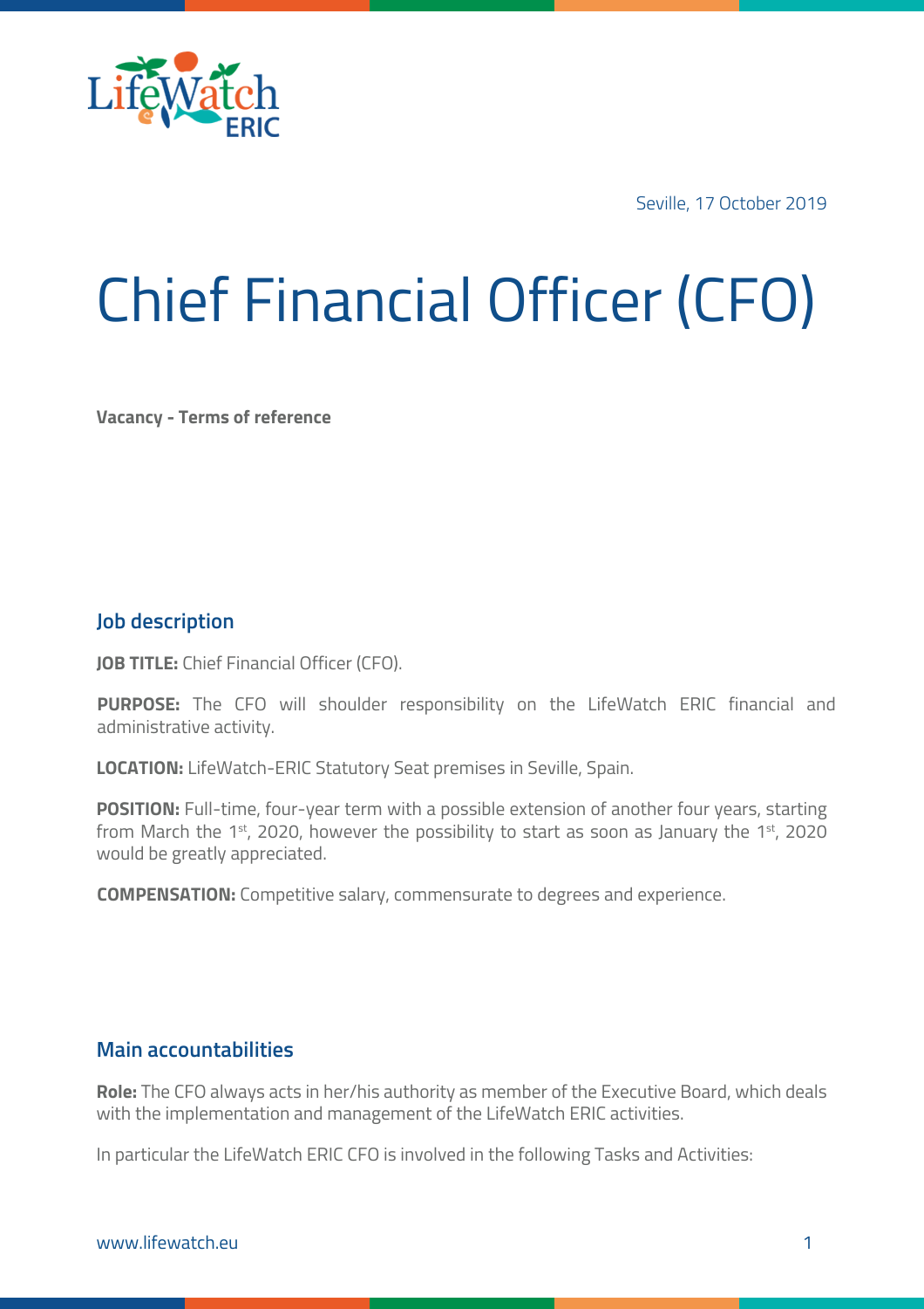Seville, 17 October 2019

# Chief Financial Officer (CFO)

**Vacancy - Terms of reference**

## Job description

**JOB TITLE:** Chief Financial Officer (CFO).

**PURPOSE:** The CFO will shoulder responsibility on the LifeWatch ERIC financial and administrative activity.

**LOCATION:** LifeWatch-ERIC Statutory Seat premises in Seville, Spain.

**POSITION:** Full-time, four-year term with a possible extension of another four years, starting from March the 1st, 2020, however the possibility to start as soon as January the 1st, 2020 would be greatly appreciated.

**COMPENSATION:** Competitive salary, commensurate to degrees and experience.

## Main accountabilities

**Role:** The CFO always acts in her/his authority as member of the Executive Board, which deals with the implementation and management of the LifeWatch ERIC activities.

In particular the LifeWatch ERIC CFO is involved in the following Tasks and Activities: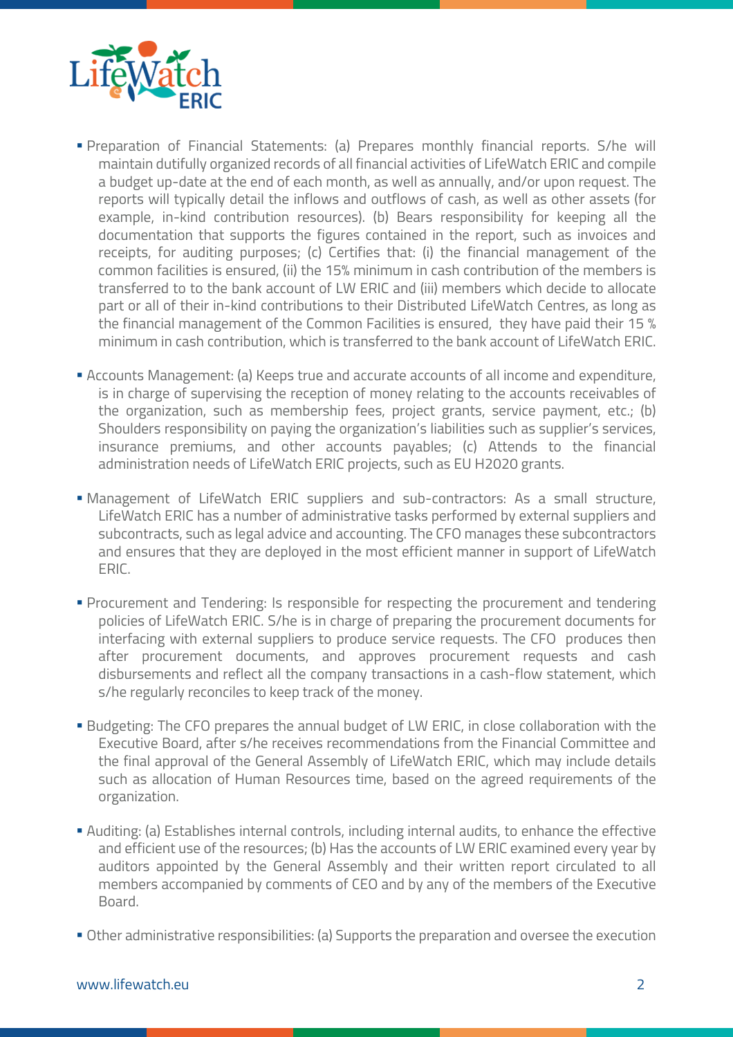- Preparation of Financial Statements: (a) Prepares monthly financial reports. S/he will maintain dutifully organized records of all financial activities of LifeWatch ERIC and compile a budget up-date at the end of each month, as well as annually, and/or upon request. The reports will typically detail the inflows and outflows of cash, as well as other assets (for example, in-kind contribution resources). (b) Bears responsibility for keeping all the documentation that supports the figures contained in the report, such as invoices and receipts, for auditing purposes; (c) Certifies that: (i) the financial management of the common facilities is ensured, (ii) the 15% minimum in cash contribution of the members is transferred to to the bank account of LW ERIC and (iii) members which decide to allocate part or all of their in-kind contributions to their Distributed LifeWatch Centres, as long as the financial management of the Common Facilities is ensured, they have paid their 15 % minimum in cash contribution, which is transferred to the bank account of LifeWatch ERIC.

- Accounts Management: (a) Keeps true and accurate accounts of all income and expenditure, is in charge of supervising the reception of money relating to the accounts receivables of the organization, such as membership fees, project grants, service payment, etc.; (b) Shoulders responsibility on paying the organization's liabilities such as supplier's services, insurance premiums, and other accounts payables; (c) Attends to the financial administration needs of LifeWatch ERIC projects, such as EU H2020 grants.

- Management of LifeWatch ERIC suppliers and sub-contractors: As a small structure, LifeWatch ERIC has a number of administrative tasks performed by external suppliers and subcontracts, such as legal advice and accounting. The CFO manages these subcontractors and ensures that they are deployed in the most efficient manner in support of LifeWatch ERIC.

- Procurement and Tendering: Is responsible for respecting the procurement and tendering policies of LifeWatch ERIC. S/he is in charge of preparing the procurement documents for interfacing with external suppliers to produce service requests. The CFO produces then after procurement documents, and approves procurement requests and cash disbursements and reflect all the company transactions in a cash-flow statement, which s/he regularly reconciles to keep track of the money.

- Budgeting: The CFO prepares the annual budget of LW ERIC, in close collaboration with the Executive Board, after s/he receives recommendations from the Financial Committee and the final approval of the General Assembly of LifeWatch ERIC, which may include details such as allocation of Human Resources time, based on the agreed requirements of the organization.

- Auditing: (a) Establishes internal controls, including internal audits, to enhance the effective and efficient use of the resources; (b) Has the accounts of LW ERIC examined every year by auditors appointed by the General Assembly and their written report circulated to all members accompanied by comments of CEO and by any of the members of the Executive Board.

- Other administrative responsibilities: (a) Supports the preparation and oversee the execution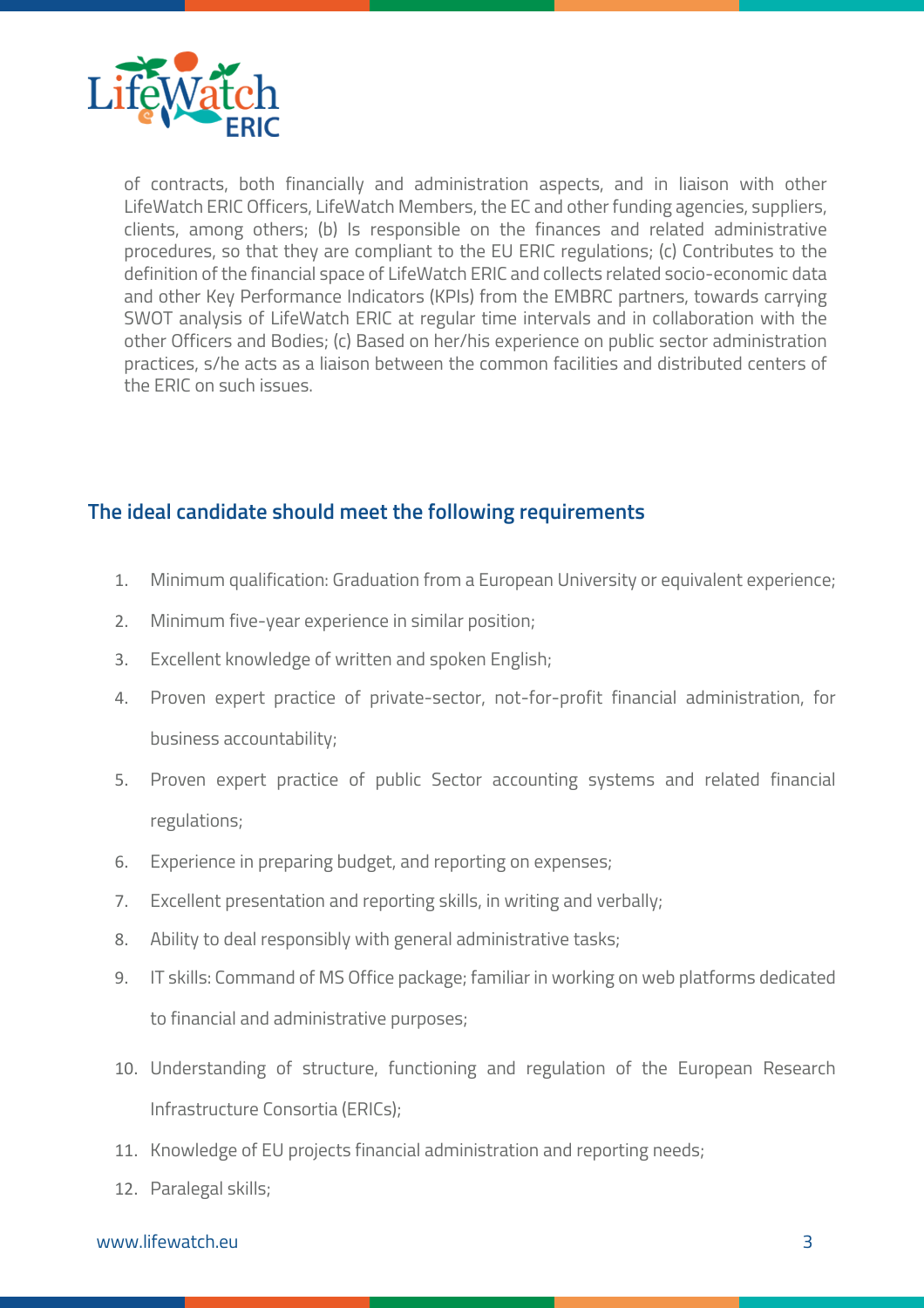of contracts, both financially and administration aspects, and in liaison with other LifeWatch ERIC Officers, LifeWatch Members, the EC and other funding agencies, suppliers, clients, among others; (b) Is responsible on the finances and related administrative procedures, so that they are compliant to the EU ERIC regulations; (c) Contributes to the definition of the financial space of LifeWatch ERIC and collects related socio-economic data and other Key Performance Indicators (KPIs) from the EMBRC partners, towards carrying SWOT analysis of LifeWatch ERIC at regular time intervals and in collaboration with the other Officers and Bodies; (c) Based on her/his experience on public sector administration practices, s/he acts as a liaison between the common facilities and distributed centers of the ERIC on such issues.

## The ideal candidate should meet the following requirements

1. Minimum qualification: Graduation from a European University or equivalent experience;
2. Minimum five-year experience in similar position;
3. Excellent knowledge of written and spoken English;
4. Proven expert practice of private-sector, not-for-profit financial administration, for business accountability;
5. Proven expert practice of public Sector accounting systems and related financial regulations;
6. Experience in preparing budget, and reporting on expenses;
7. Excellent presentation and reporting skills, in writing and verbally;
8. Ability to deal responsibly with general administrative tasks;
9. IT skills: Command of MS Office package; familiar in working on web platforms dedicated to financial and administrative purposes;
10. Understanding of structure, functioning and regulation of the European Research Infrastructure Consortia (ERICs);
11. Knowledge of EU projects financial administration and reporting needs;
12. Paralegal skills;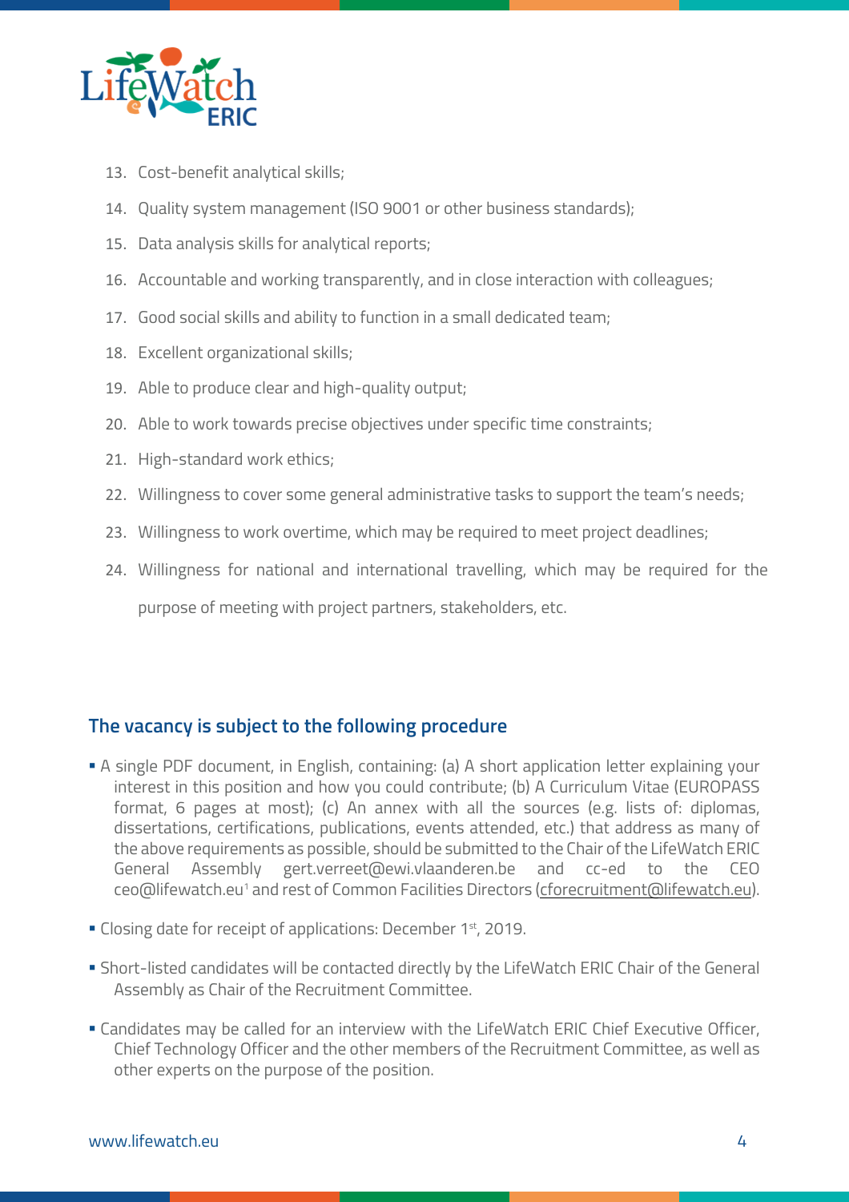13. Cost-benefit analytical skills;
14. Quality system management (ISO 9001 or other business standards);
15. Data analysis skills for analytical reports;
16. Accountable and working transparently, and in close interaction with colleagues;
17. Good social skills and ability to function in a small dedicated team;
18. Excellent organizational skills;
19. Able to produce clear and high-quality output;
20. Able to work towards precise objectives under specific time constraints;
21. High-standard work ethics;
22. Willingness to cover some general administrative tasks to support the team's needs;
23. Willingness to work overtime, which may be required to meet project deadlines;
24. Willingness for national and international travelling, which may be required for the purpose of meeting with project partners, stakeholders, etc.

## The vacancy is subject to the following procedure

- A single PDF document, in English, containing: (a) A short application letter explaining your interest in this position and how you could contribute; (b) A Curriculum Vitae (EUROPASS format, 6 pages at most); (c) An annex with all the sources (e.g. lists of: diplomas, dissertations, certifications, publications, events attended, etc.) that address as many of the above requirements as possible, should be submitted to the Chair of the LifeWatch ERIC General Assembly gert.verreet@ewi.vlaanderen.be and cc-ed to the CEO ceo@lifewatch.eu[1] and rest of Common Facilities Directors (cforecruitment@lifewatch.eu).
- Closing date for receipt of applications: December 1st, 2019.
- Short-listed candidates will be contacted directly by the LifeWatch ERIC Chair of the General Assembly as Chair of the Recruitment Committee.
- Candidates may be called for an interview with the LifeWatch ERIC Chief Executive Officer, Chief Technology Officer and the other members of the Recruitment Committee, as well as other experts on the purpose of the position.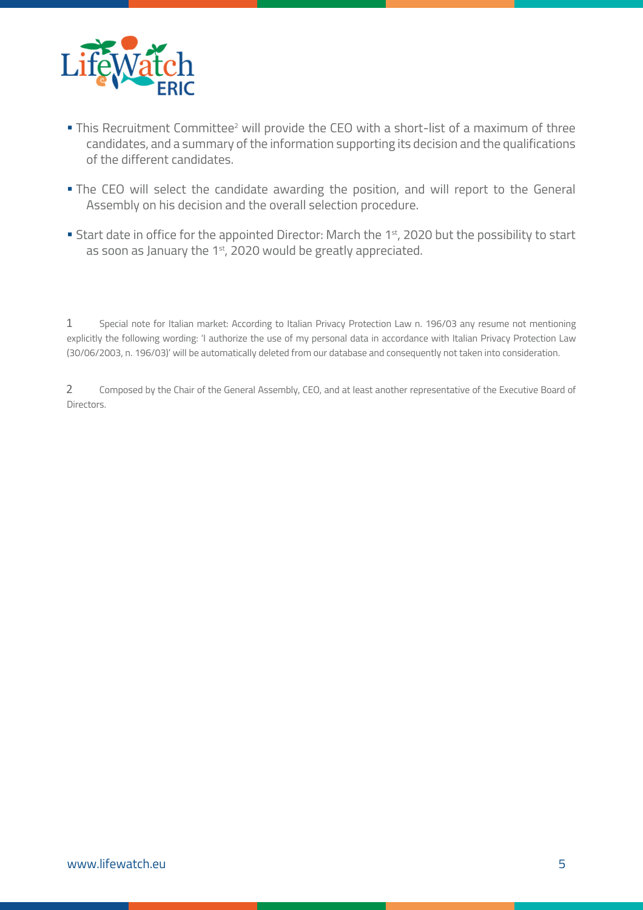- This Recruitment Committee[2] will provide the CEO with a short-list of a maximum of three candidates, and a summary of the information supporting its decision and the qualifications of the different candidates.
- The CEO will select the candidate awarding the position, and will report to the General Assembly on his decision and the overall selection procedure.
- Start date in office for the appointed Director: March the 1st, 2020 but the possibility to start as soon as January the 1st, 2020 would be greatly appreciated.

1 Special note for Italian market: According to Italian Privacy Protection Law n. 196/03 any resume not mentioning explicitly the following wording: 'I authorize the use of my personal data in accordance with Italian Privacy Protection Law (30/06/2003, n. 196/03)' will be automatically deleted from our database and consequently not taken into consideration.

2 Composed by the Chair of the General Assembly, CEO, and at least another representative of the Executive Board of Directors.